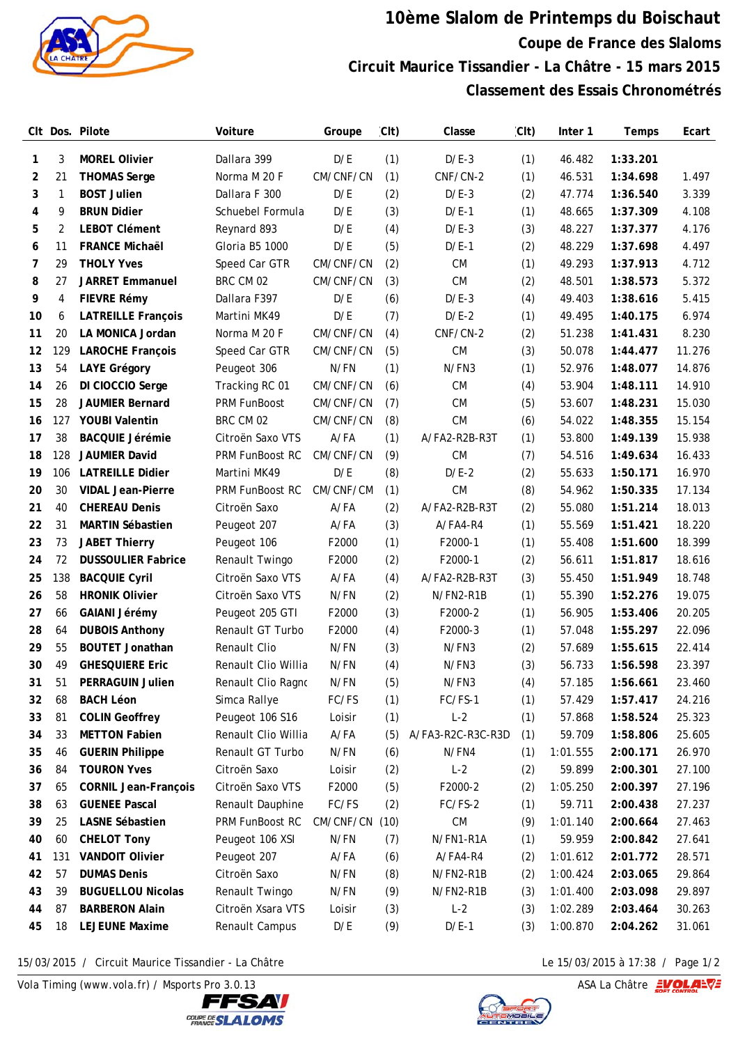# 10ème Slalom de Printemps du Boischaut

## Coupe de France des Slaloms

## Circuit Maurice Tissandier - La Châtre - 15 mars 2015

## Classement des Essais Chronométrés

| Clt | Dos. | Pilote | Voiture | Groupe | (Clt) | Classe | (Clt) | Inter 1 | Temps | Ecart |
|---|---|---|---|---|---|---|---|---|---|---|
| 1 | 3 | **MOREL Olivier** | Dallara 399 | D/E | (1) | D/E-3 | (1) | 46.482 | **1:33.201** | |
| 2 | 21 | **THOMAS Serge** | Norma M 20 F | CM/CNF/CN | (1) | CNF/CN-2 | (1) | 46.531 | **1:34.698** | 1.497 |
| 3 | 1 | **BOST Julien** | Dallara F 300 | D/E | (2) | D/E-3 | (2) | 47.774 | **1:36.540** | 3.339 |
| 4 | 9 | **BRUN Didier** | Schuebel Formula | D/E | (3) | D/E-1 | (1) | 48.665 | **1:37.309** | 4.108 |
| 5 | 2 | **LEBOT Clément** | Reynard 893 | D/E | (4) | D/E-3 | (3) | 48.227 | **1:37.377** | 4.176 |
| 6 | 11 | **FRANCE Michaël** | Gloria B5 1000 | D/E | (5) | D/E-1 | (2) | 48.229 | **1:37.698** | 4.497 |
| 7 | 29 | **THOLY Yves** | Speed Car GTR | CM/CNF/CN | (2) | CM | (1) | 49.293 | **1:37.913** | 4.712 |
| 8 | 27 | **JARRET Emmanuel** | BRC CM 02 | CM/CNF/CN | (3) | CM | (2) | 48.501 | **1:38.573** | 5.372 |
| 9 | 4 | **FIEVRE Rémy** | Dallara F397 | D/E | (6) | D/E-3 | (4) | 49.403 | **1:38.616** | 5.415 |
| 10 | 6 | **LATREILLE François** | Martini MK49 | D/E | (7) | D/E-2 | (1) | 49.495 | **1:40.175** | 6.974 |
| 11 | 20 | **LA MONICA Jordan** | Norma M 20 F | CM/CNF/CN | (4) | CNF/CN-2 | (2) | 51.238 | **1:41.431** | 8.230 |
| 12 | 129 | **LAROCHE François** | Speed Car GTR | CM/CNF/CN | (5) | CM | (3) | 50.078 | **1:44.477** | 11.276 |
| 13 | 54 | **LAYE Grégory** | Peugeot 306 | N/FN | (1) | N/FN3 | (1) | 52.976 | **1:48.077** | 14.876 |
| 14 | 26 | **DI CIOCCIO Serge** | Tracking RC 01 | CM/CNF/CN | (6) | CM | (4) | 53.904 | **1:48.111** | 14.910 |
| 15 | 28 | **JAUMIER Bernard** | PRM FunBoost | CM/CNF/CN | (7) | CM | (5) | 53.607 | **1:48.231** | 15.030 |
| 16 | 127 | **YOUBI Valentin** | BRC CM 02 | CM/CNF/CN | (8) | CM | (6) | 54.022 | **1:48.355** | 15.154 |
| 17 | 38 | **BACQUIE Jérémie** | Citroën Saxo VTS | A/FA | (1) | A/FA2-R2B-R3T | (1) | 53.800 | **1:49.139** | 15.938 |
| 18 | 128 | **JAUMIER David** | PRM FunBoost RC | CM/CNF/CN | (9) | CM | (7) | 54.516 | **1:49.634** | 16.433 |
| 19 | 106 | **LATREILLE Didier** | Martini MK49 | D/E | (8) | D/E-2 | (2) | 55.633 | **1:50.171** | 16.970 |
| 20 | 30 | **VIDAL Jean-Pierre** | PRM FunBoost RC | CM/CNF/CM | (1) | CM | (8) | 54.962 | **1:50.335** | 17.134 |
| 21 | 40 | **CHEREAU Denis** | Citroën Saxo | A/FA | (2) | A/FA2-R2B-R3T | (2) | 55.080 | **1:51.214** | 18.013 |
| 22 | 31 | **MARTIN Sébastien** | Peugeot 207 | A/FA | (3) | A/FA4-R4 | (1) | 55.569 | **1:51.421** | 18.220 |
| 23 | 73 | **JABET Thierry** | Peugeot 106 | F2000 | (1) | F2000-1 | (1) | 55.408 | **1:51.600** | 18.399 |
| 24 | 72 | **DUSSOULIER Fabrice** | Renault Twingo | F2000 | (2) | F2000-1 | (2) | 56.611 | **1:51.817** | 18.616 |
| 25 | 138 | **BACQUIE Cyril** | Citroën Saxo VTS | A/FA | (4) | A/FA2-R2B-R3T | (3) | 55.450 | **1:51.949** | 18.748 |
| 26 | 58 | **HRONIK Olivier** | Citroën Saxo VTS | N/FN | (2) | N/FN2-R1B | (1) | 55.390 | **1:52.276** | 19.075 |
| 27 | 66 | **GAIANI Jérémy** | Peugeot 205 GTI | F2000 | (3) | F2000-2 | (1) | 56.905 | **1:53.406** | 20.205 |
| 28 | 64 | **DUBOIS Anthony** | Renault GT Turbo | F2000 | (4) | F2000-3 | (1) | 57.048 | **1:55.297** | 22.096 |
| 29 | 55 | **BOUTET Jonathan** | Renault Clio | N/FN | (3) | N/FN3 | (2) | 57.689 | **1:55.615** | 22.414 |
| 30 | 49 | **GHESQUIERE Eric** | Renault Clio Willia | N/FN | (4) | N/FN3 | (3) | 56.733 | **1:56.598** | 23.397 |
| 31 | 51 | **PERRAGUIN Julien** | Renault Clio Ragnc | N/FN | (5) | N/FN3 | (4) | 57.185 | **1:56.661** | 23.460 |
| 32 | 68 | **BACH Léon** | Simca Rallye | FC/FS | (1) | FC/FS-1 | (1) | 57.429 | **1:57.417** | 24.216 |
| 33 | 81 | **COLIN Geoffrey** | Peugeot 106 S16 | Loisir | (1) | L-2 | (1) | 57.868 | **1:58.524** | 25.323 |
| 34 | 33 | **METTON Fabien** | Renault Clio Willia | A/FA | (5) | A/FA3-R2C-R3C-R3D | (1) | 59.709 | **1:58.806** | 25.605 |
| 35 | 46 | **GUERIN Philippe** | Renault GT Turbo | N/FN | (6) | N/FN4 | (1) | 1:01.555 | **2:00.171** | 26.970 |
| 36 | 84 | **TOURON Yves** | Citroën Saxo | Loisir | (2) | L-2 | (2) | 59.899 | **2:00.301** | 27.100 |
| 37 | 65 | **CORNIL Jean-François** | Citroën Saxo VTS | F2000 | (5) | F2000-2 | (2) | 1:05.250 | **2:00.397** | 27.196 |
| 38 | 63 | **GUENEE Pascal** | Renault Dauphine | FC/FS | (2) | FC/FS-2 | (1) | 59.711 | **2:00.438** | 27.237 |
| 39 | 25 | **LASNE Sébastien** | PRM FunBoost RC | CM/CNF/CN | (10) | CM | (9) | 1:01.140 | **2:00.664** | 27.463 |
| 40 | 60 | **CHELOT Tony** | Peugeot 106 XSI | N/FN | (7) | N/FN1-R1A | (1) | 59.959 | **2:00.842** | 27.641 |
| 41 | 131 | **VANDOIT Olivier** | Peugeot 207 | A/FA | (6) | A/FA4-R4 | (2) | 1:01.612 | **2:01.772** | 28.571 |
| 42 | 57 | **DUMAS Denis** | Citroën Saxo | N/FN | (8) | N/FN2-R1B | (2) | 1:00.424 | **2:03.065** | 29.864 |
| 43 | 39 | **BUGUELLOU Nicolas** | Renault Twingo | N/FN | (9) | N/FN2-R1B | (3) | 1:01.400 | **2:03.098** | 29.897 |
| 44 | 87 | **BARBERON Alain** | Citroën Xsara VTS | Loisir | (3) | L-2 | (3) | 1:02.289 | **2:03.464** | 30.263 |
| 45 | 18 | **LEJEUNE Maxime** | Renault Campus | D/E | (9) | D/E-1 | (3) | 1:00.870 | **2:04.262** | 31.061 |

15/03/2015 / Circuit Maurice Tissandier - La Châtre — Le 15/03/2015 à 17:38

Vola Timing (www.vola.fr) / Msports Pro 3.0.13 — ASA La Châtre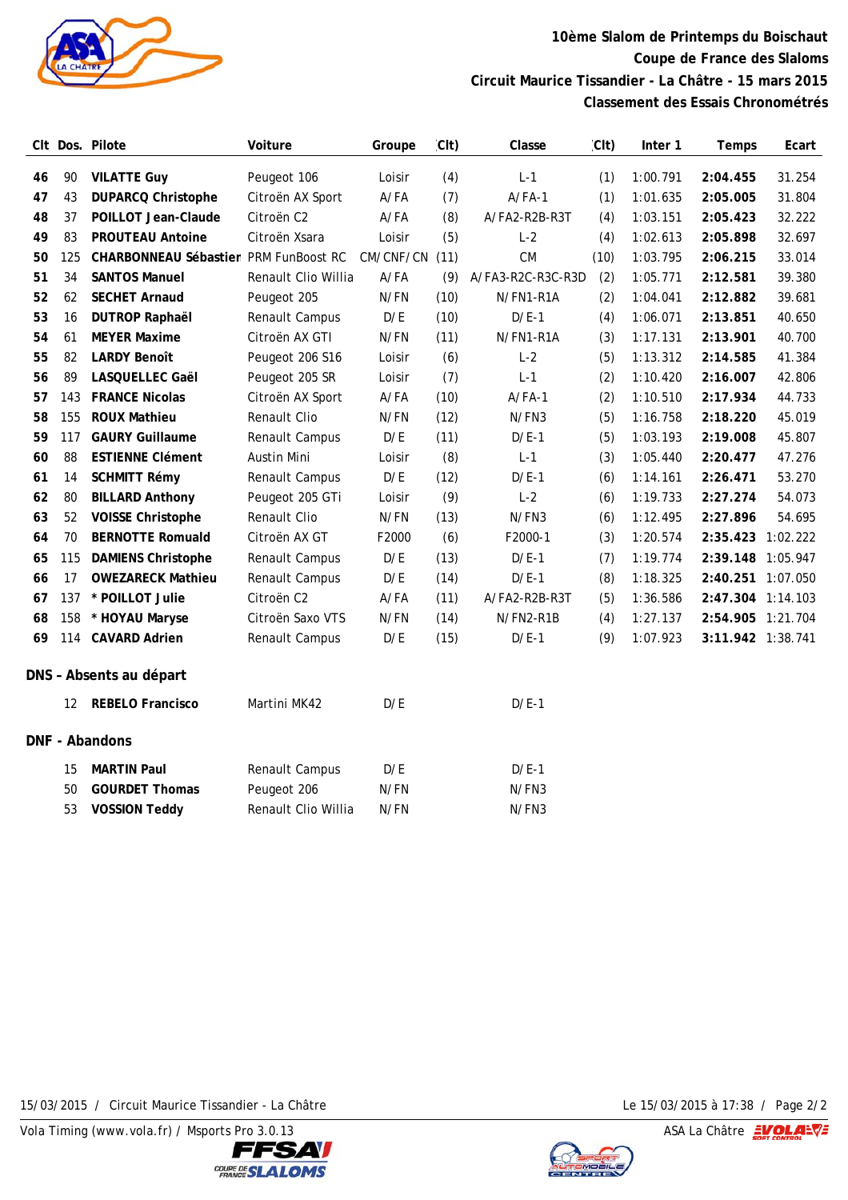10ème Slalom de Printemps du Boischaut
Coupe de France des Slaloms
Circuit Maurice Tissandier - La Châtre - 15 mars 2015
Classement des Essais Chronométrés

| Clt | Dos. | Pilote | Voiture | Groupe | Clt) | Classe | Clt) | Inter 1 | Temps | Ecart |
|---|---|---|---|---|---|---|---|---|---|---|
| 46 | 90 | **VILATTE Guy** | Peugeot 106 | Loisir | (4) | L-1 | (1) | 1:00.791 | **2:04.455** | 31.254 |
| 47 | 43 | **DUPARCQ Christophe** | Citroën AX Sport | A/FA | (7) | A/FA-1 | (1) | 1:01.635 | **2:05.005** | 31.804 |
| 48 | 37 | **POILLOT Jean-Claude** | Citroën C2 | A/FA | (8) | A/FA2-R2B-R3T | (4) | 1:03.151 | **2:05.423** | 32.222 |
| 49 | 83 | **PROUTEAU Antoine** | Citroën Xsara | Loisir | (5) | L-2 | (4) | 1:02.613 | **2:05.898** | 32.697 |
| 50 | 125 | **CHARBONNEAU Sébastien** | PRM FunBoost RC | CM/CNF/CN | (11) | CM | (10) | 1:03.795 | **2:06.215** | 33.014 |
| 51 | 34 | **SANTOS Manuel** | Renault Clio Willia | A/FA | (9) | A/FA3-R2C-R3C-R3D | (2) | 1:05.771 | **2:12.581** | 39.380 |
| 52 | 62 | **SECHET Arnaud** | Peugeot 205 | N/FN | (10) | N/FN1-R1A | (2) | 1:04.041 | **2:12.882** | 39.681 |
| 53 | 16 | **DUTROP Raphaël** | Renault Campus | D/E | (10) | D/E-1 | (4) | 1:06.071 | **2:13.851** | 40.650 |
| 54 | 61 | **MEYER Maxime** | Citroën AX GTI | N/FN | (11) | N/FN1-R1A | (3) | 1:17.131 | **2:13.901** | 40.700 |
| 55 | 82 | **LARDY Benoît** | Peugeot 206 S16 | Loisir | (6) | L-2 | (5) | 1:13.312 | **2:14.585** | 41.384 |
| 56 | 89 | **LASQUELLEC Gaël** | Peugeot 205 SR | Loisir | (7) | L-1 | (2) | 1:10.420 | **2:16.007** | 42.806 |
| 57 | 143 | **FRANCE Nicolas** | Citroën AX Sport | A/FA | (10) | A/FA-1 | (2) | 1:10.510 | **2:17.934** | 44.733 |
| 58 | 155 | **ROUX Mathieu** | Renault Clio | N/FN | (12) | N/FN3 | (5) | 1:16.758 | **2:18.220** | 45.019 |
| 59 | 117 | **GAURY Guillaume** | Renault Campus | D/E | (11) | D/E-1 | (5) | 1:03.193 | **2:19.008** | 45.807 |
| 60 | 88 | **ESTIENNE Clément** | Austin Mini | Loisir | (8) | L-1 | (3) | 1:05.440 | **2:20.477** | 47.276 |
| 61 | 14 | **SCHMITT Rémy** | Renault Campus | D/E | (12) | D/E-1 | (6) | 1:14.161 | **2:26.471** | 53.270 |
| 62 | 80 | **BILLARD Anthony** | Peugeot 205 GTi | Loisir | (9) | L-2 | (6) | 1:19.733 | **2:27.274** | 54.073 |
| 63 | 52 | **VOISSE Christophe** | Renault Clio | N/FN | (13) | N/FN3 | (6) | 1:12.495 | **2:27.896** | 54.695 |
| 64 | 70 | **BERNOTTE Romuald** | Citroën AX GT | F2000 | (6) | F2000-1 | (3) | 1:20.574 | **2:35.423** | 1:02.222 |
| 65 | 115 | **DAMIENS Christophe** | Renault Campus | D/E | (13) | D/E-1 | (7) | 1:19.774 | **2:39.148** | 1:05.947 |
| 66 | 17 | **OWEZARECK Mathieu** | Renault Campus | D/E | (14) | D/E-1 | (8) | 1:18.325 | **2:40.251** | 1:07.050 |
| 67 | 137 | **\* POILLOT Julie** | Citroën C2 | A/FA | (11) | A/FA2-R2B-R3T | (5) | 1:36.586 | **2:47.304** | 1:14.103 |
| 68 | 158 | **\* HOYAU Maryse** | Citroën Saxo VTS | N/FN | (14) | N/FN2-R1B | (4) | 1:27.137 | **2:54.905** | 1:21.704 |
| 69 | 114 | **CAVARD Adrien** | Renault Campus | D/E | (15) | D/E-1 | (9) | 1:07.923 | **3:11.942** | 1:38.741 |

## DNS – Absents au départ

| Dos. | Pilote | Voiture | Groupe | Classe |
|---|---|---|---|---|
| 12 | **REBELO Francisco** | Martini MK42 | D/E | D/E-1 |

## DNF - Abandons

| Dos. | Pilote | Voiture | Groupe | Classe |
|---|---|---|---|---|
| 15 | **MARTIN Paul** | Renault Campus | D/E | D/E-1 |
| 50 | **GOURDET Thomas** | Peugeot 206 | N/FN | N/FN3 |
| 53 | **VOSSION Teddy** | Renault Clio Willia | N/FN | N/FN3 |

15/03/2015 / Circuit Maurice Tissandier - La Châtre — Le 15/03/2015 à 17:38

Vola Timing (www.vola.fr) / Msports Pro 3.0.13 — ASA La Châtre